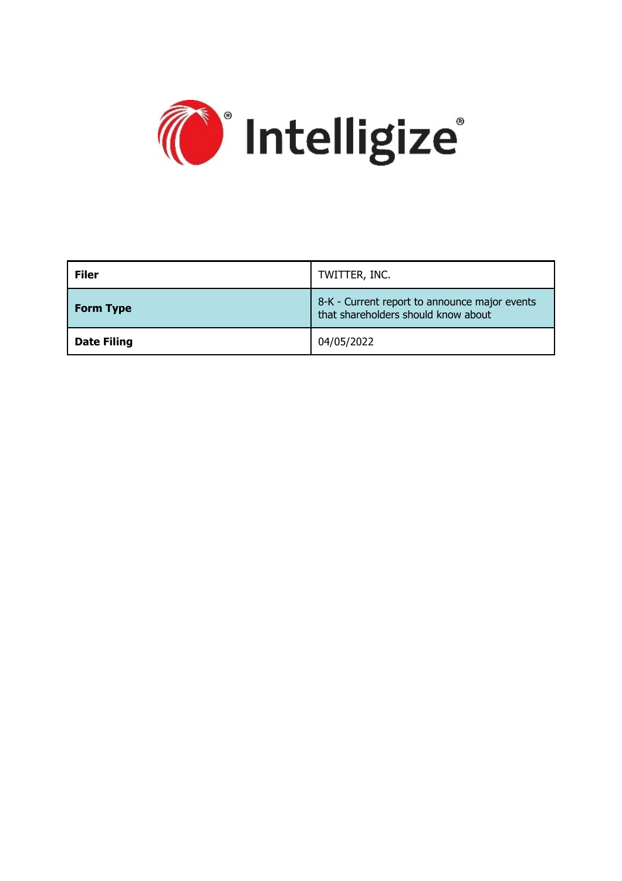Intelligize®

| Filer | TWITTER, INC. |
| --- | --- |
| Form Type | 8-K - Current report to announce major events that shareholders should know about |
| Date Filing | 04/05/2022 |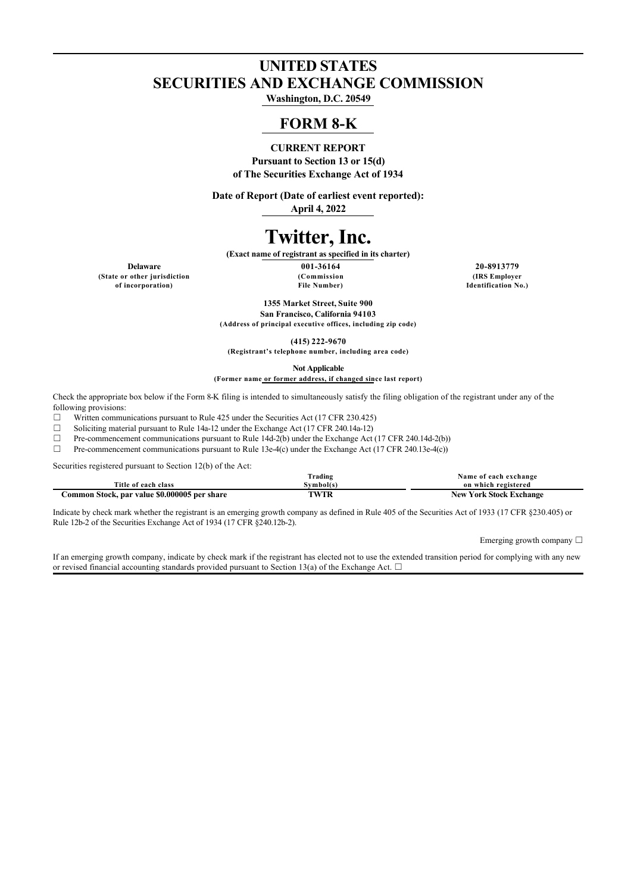# UNITED STATES
# SECURITIES AND EXCHANGE COMMISSION

**Washington, D.C. 20549**

## FORM 8-K

**CURRENT REPORT**

**Pursuant to Section 13 or 15(d)**
**of The Securities Exchange Act of 1934**

**Date of Report (Date of earliest event reported):**
**April 4, 2022**

# Twitter, Inc.

**(Exact name of registrant as specified in its charter)**

| Delaware | 001-36164 | 20-8913779 |
|---|---|---|
| (State or other jurisdiction of incorporation) | (Commission File Number) | (IRS Employer Identification No.) |

**1355 Market Street, Suite 900**
**San Francisco, California 94103**
**(Address of principal executive offices, including zip code)**

**(415) 222-9670**
**(Registrant's telephone number, including area code)**

**Not Applicable**
**(Former name or former address, if changed since last report)**

Check the appropriate box below if the Form 8-K filing is intended to simultaneously satisfy the filing obligation of the registrant under any of the following provisions:

☐ Written communications pursuant to Rule 425 under the Securities Act (17 CFR 230.425)
☐ Soliciting material pursuant to Rule 14a-12 under the Exchange Act (17 CFR 240.14a-12)
☐ Pre-commencement communications pursuant to Rule 14d-2(b) under the Exchange Act (17 CFR 240.14d-2(b))
☐ Pre-commencement communications pursuant to Rule 13e-4(c) under the Exchange Act (17 CFR 240.13e-4(c))

Securities registered pursuant to Section 12(b) of the Act:

| Title of each class | Trading Symbol(s) | Name of each exchange on which registered |
|---|---|---|
| Common Stock, par value $0.000005 per share | TWTR | New York Stock Exchange |

Indicate by check mark whether the registrant is an emerging growth company as defined in Rule 405 of the Securities Act of 1933 (17 CFR §230.405) or Rule 12b-2 of the Securities Exchange Act of 1934 (17 CFR §240.12b-2).

Emerging growth company ☐

If an emerging growth company, indicate by check mark if the registrant has elected not to use the extended transition period for complying with any new or revised financial accounting standards provided pursuant to Section 13(a) of the Exchange Act. ☐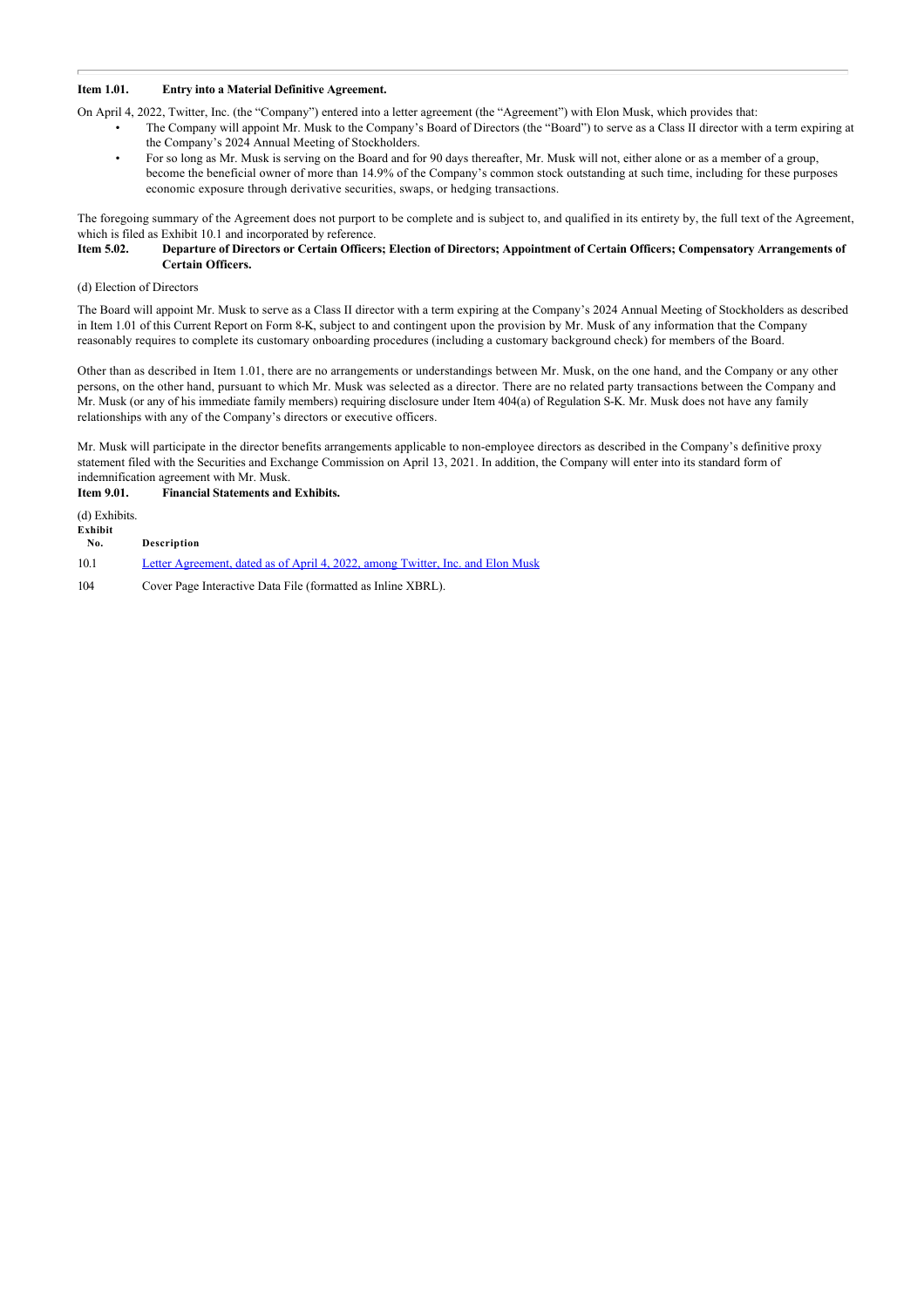**Item 1.01. Entry into a Material Definitive Agreement.**

On April 4, 2022, Twitter, Inc. (the "Company") entered into a letter agreement (the "Agreement") with Elon Musk, which provides that:

- The Company will appoint Mr. Musk to the Company's Board of Directors (the "Board") to serve as a Class II director with a term expiring at the Company's 2024 Annual Meeting of Stockholders.
- For so long as Mr. Musk is serving on the Board and for 90 days thereafter, Mr. Musk will not, either alone or as a member of a group, become the beneficial owner of more than 14.9% of the Company's common stock outstanding at such time, including for these purposes economic exposure through derivative securities, swaps, or hedging transactions.

The foregoing summary of the Agreement does not purport to be complete and is subject to, and qualified in its entirety by, the full text of the Agreement, which is filed as Exhibit 10.1 and incorporated by reference.

**Item 5.02. Departure of Directors or Certain Officers; Election of Directors; Appointment of Certain Officers; Compensatory Arrangements of Certain Officers.**

(d) Election of Directors

The Board will appoint Mr. Musk to serve as a Class II director with a term expiring at the Company's 2024 Annual Meeting of Stockholders as described in Item 1.01 of this Current Report on Form 8-K, subject to and contingent upon the provision by Mr. Musk of any information that the Company reasonably requires to complete its customary onboarding procedures (including a customary background check) for members of the Board.

Other than as described in Item 1.01, there are no arrangements or understandings between Mr. Musk, on the one hand, and the Company or any other persons, on the other hand, pursuant to which Mr. Musk was selected as a director. There are no related party transactions between the Company and Mr. Musk (or any of his immediate family members) requiring disclosure under Item 404(a) of Regulation S-K. Mr. Musk does not have any family relationships with any of the Company's directors or executive officers.

Mr. Musk will participate in the director benefits arrangements applicable to non-employee directors as described in the Company's definitive proxy statement filed with the Securities and Exchange Commission on April 13, 2021. In addition, the Company will enter into its standard form of indemnification agreement with Mr. Musk.

**Item 9.01. Financial Statements and Exhibits.**

(d) Exhibits.

| Exhibit No. | Description |
| --- | --- |
| 10.1 | Letter Agreement, dated as of April 4, 2022, among Twitter, Inc. and Elon Musk |
| 104 | Cover Page Interactive Data File (formatted as Inline XBRL). |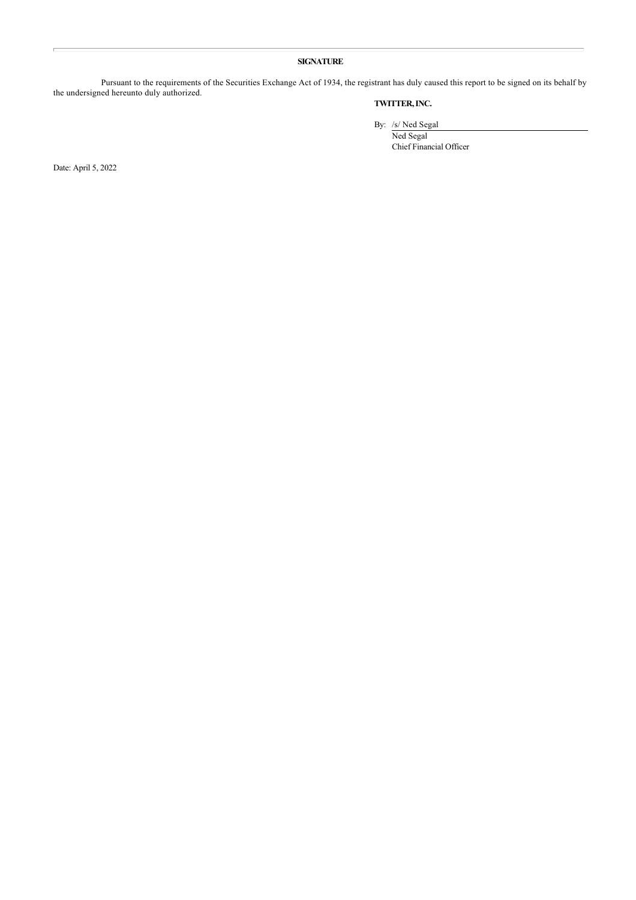# SIGNATURE

Pursuant to the requirements of the Securities Exchange Act of 1934, the registrant has duly caused this report to be signed on its behalf by the undersigned hereunto duly authorized.

**TWITTER, INC.**

By: /s/ Ned Segal
Ned Segal
Chief Financial Officer

Date: April 5, 2022